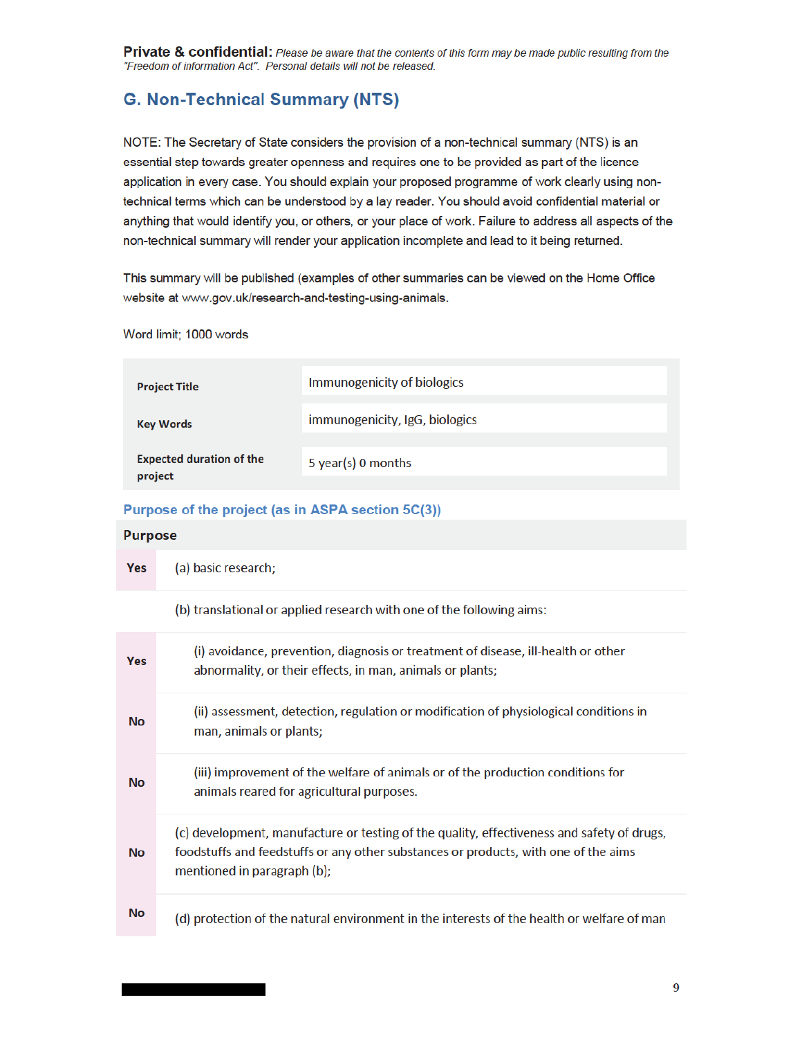**Private & confidential:** *Please be aware that the contents of this form may be made public resulting from the "Freedom of information Act". Personal details will not be released.*

## G. Non-Technical Summary (NTS)

NOTE: The Secretary of State considers the provision of a non-technical summary (NTS) is an essential step towards greater openness and requires one to be provided as part of the licence application in every case. You should explain your proposed programme of work clearly using non-technical terms which can be understood by a lay reader. You should avoid confidential material or anything that would identify you, or others, or your place of work. Failure to address all aspects of the non-technical summary will render your application incomplete and lead to it being returned.

This summary will be published (examples of other summaries can be viewed on the Home Office website at www.gov.uk/research-and-testing-using-animals.

Word limit; 1000 words

| | |
|---|---|
| **Project Title** | Immunogenicity of biologics |
| **Key Words** | immunogenicity, IgG, biologics |
| **Expected duration of the project** | 5 year(s) 0 months |

### Purpose of the project (as in ASPA section 5C(3))

| **Purpose** | |
|---|---|
| **Yes** | (a) basic research; |
| | (b) translational or applied research with one of the following aims: |
| **Yes** | (i) avoidance, prevention, diagnosis or treatment of disease, ill-health or other abnormality, or their effects, in man, animals or plants; |
| **No** | (ii) assessment, detection, regulation or modification of physiological conditions in man, animals or plants; |
| **No** | (iii) improvement of the welfare of animals or of the production conditions for animals reared for agricultural purposes. |
| **No** | (c) development, manufacture or testing of the quality, effectiveness and safety of drugs, foodstuffs and feedstuffs or any other substances or products, with one of the aims mentioned in paragraph (b); |
| **No** | (d) protection of the natural environment in the interests of the health or welfare of man |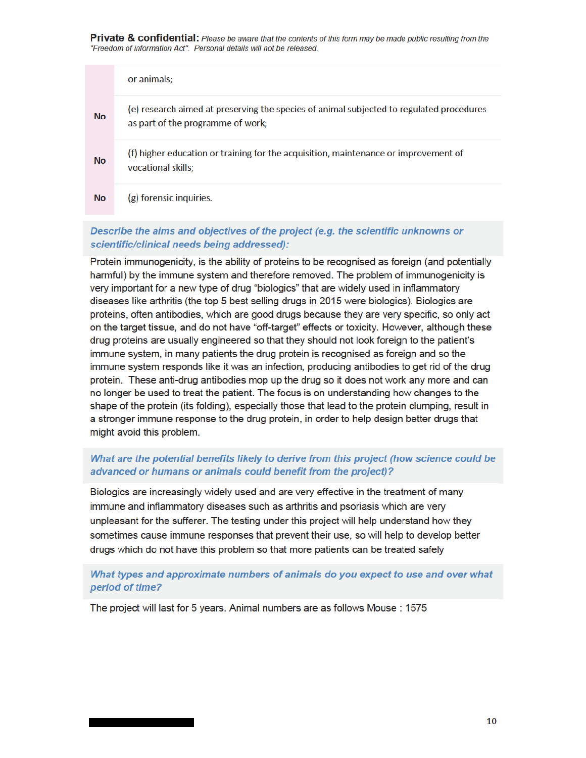**Private & confidential:** *Please be aware that the contents of this form may be made public resulting from the "Freedom of information Act". Personal details will not be released.*

| | |
|---|---|
| | or animals; |
| **No** | (e) research aimed at preserving the species of animal subjected to regulated procedures as part of the programme of work; |
| **No** | (f) higher education or training for the acquisition, maintenance or improvement of vocational skills; |
| **No** | (g) forensic inquiries. |

***Describe the aims and objectives of the project (e.g. the scientific unknowns or scientific/clinical needs being addressed):***

Protein immunogenicity, is the ability of proteins to be recognised as foreign (and potentially harmful) by the immune system and therefore removed. The problem of immunogenicity is very important for a new type of drug "biologics" that are widely used in inflammatory diseases like arthritis (the top 5 best selling drugs in 2015 were biologics). Biologics are proteins, often antibodies, which are good drugs because they are very specific, so only act on the target tissue, and do not have "off-target" effects or toxicity. However, although these drug proteins are usually engineered so that they should not look foreign to the patient's immune system, in many patients the drug protein is recognised as foreign and so the immune system responds like it was an infection, producing antibodies to get rid of the drug protein. These anti-drug antibodies mop up the drug so it does not work any more and can no longer be used to treat the patient. The focus is on understanding how changes to the shape of the protein (its folding), especially those that lead to the protein clumping, result in a stronger immune response to the drug protein, in order to help design better drugs that might avoid this problem.

***What are the potential benefits likely to derive from this project (how science could be advanced or humans or animals could benefit from the project)?***

Biologics are increasingly widely used and are very effective in the treatment of many immune and inflammatory diseases such as arthritis and psoriasis which are very unpleasant for the sufferer. The testing under this project will help understand how they sometimes cause immune responses that prevent their use, so will help to develop better drugs which do not have this problem so that more patients can be treated safely

***What types and approximate numbers of animals do you expect to use and over what period of time?***

The project will last for 5 years. Animal numbers are as follows Mouse : 1575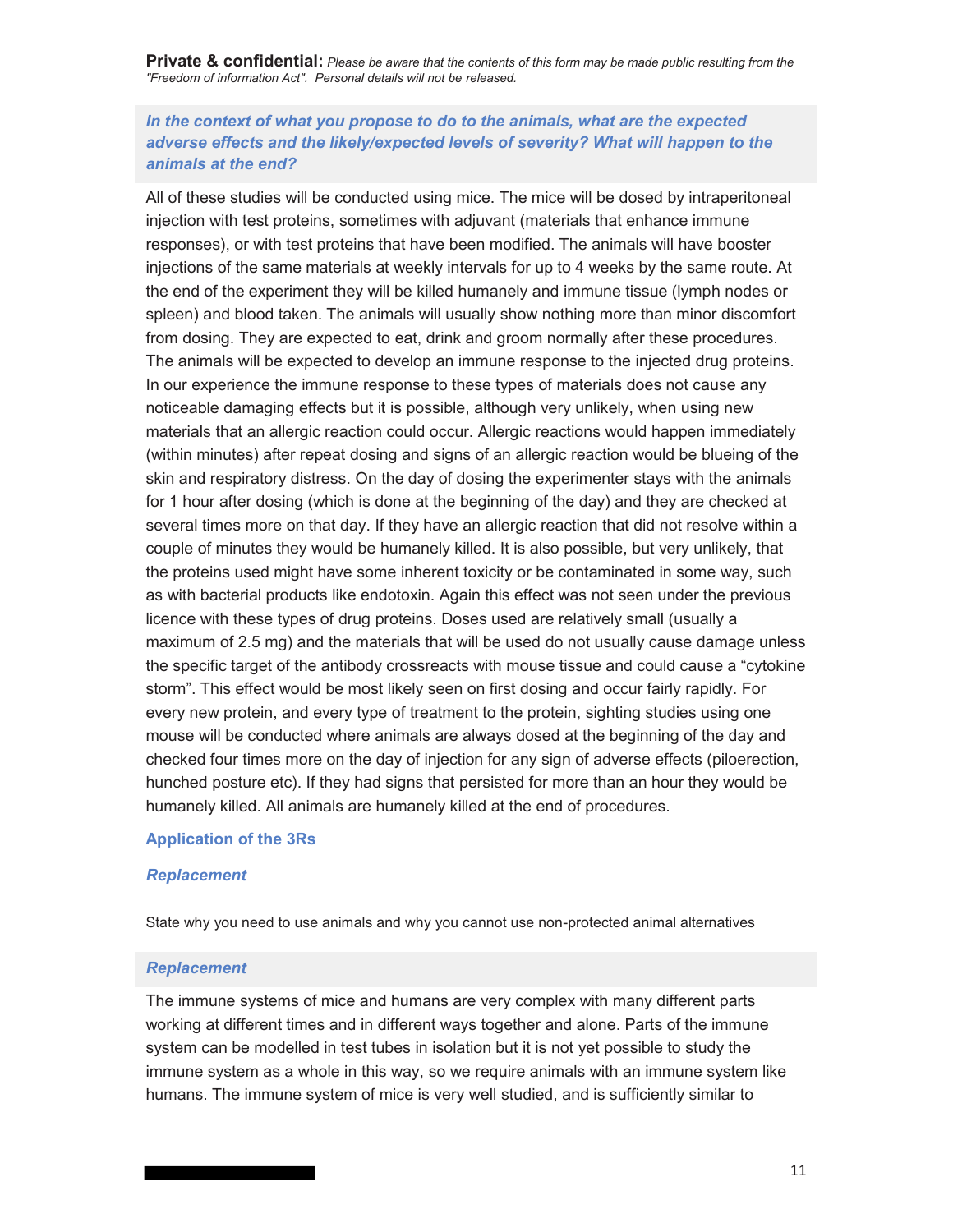**Private & confidential:** *Please be aware that the contents of this form may be made public resulting from the "Freedom of information Act". Personal details will not be released.*

### *In the context of what you propose to do to the animals, what are the expected adverse effects and the likely/expected levels of severity? What will happen to the animals at the end?*

All of these studies will be conducted using mice. The mice will be dosed by intraperitoneal injection with test proteins, sometimes with adjuvant (materials that enhance immune responses), or with test proteins that have been modified. The animals will have booster injections of the same materials at weekly intervals for up to 4 weeks by the same route. At the end of the experiment they will be killed humanely and immune tissue (lymph nodes or spleen) and blood taken. The animals will usually show nothing more than minor discomfort from dosing. They are expected to eat, drink and groom normally after these procedures. The animals will be expected to develop an immune response to the injected drug proteins. In our experience the immune response to these types of materials does not cause any noticeable damaging effects but it is possible, although very unlikely, when using new materials that an allergic reaction could occur. Allergic reactions would happen immediately (within minutes) after repeat dosing and signs of an allergic reaction would be blueing of the skin and respiratory distress. On the day of dosing the experimenter stays with the animals for 1 hour after dosing (which is done at the beginning of the day) and they are checked at several times more on that day. If they have an allergic reaction that did not resolve within a couple of minutes they would be humanely killed. It is also possible, but very unlikely, that the proteins used might have some inherent toxicity or be contaminated in some way, such as with bacterial products like endotoxin. Again this effect was not seen under the previous licence with these types of drug proteins. Doses used are relatively small (usually a maximum of 2.5 mg) and the materials that will be used do not usually cause damage unless the specific target of the antibody crossreacts with mouse tissue and could cause a "cytokine storm". This effect would be most likely seen on first dosing and occur fairly rapidly. For every new protein, and every type of treatment to the protein, sighting studies using one mouse will be conducted where animals are always dosed at the beginning of the day and checked four times more on the day of injection for any sign of adverse effects (piloerection, hunched posture etc). If they had signs that persisted for more than an hour they would be humanely killed. All animals are humanely killed at the end of procedures.

## Application of the 3Rs

### *Replacement*

State why you need to use animals and why you cannot use non-protected animal alternatives

### *Replacement*

The immune systems of mice and humans are very complex with many different parts working at different times and in different ways together and alone. Parts of the immune system can be modelled in test tubes in isolation but it is not yet possible to study the immune system as a whole in this way, so we require animals with an immune system like humans. The immune system of mice is very well studied, and is sufficiently similar to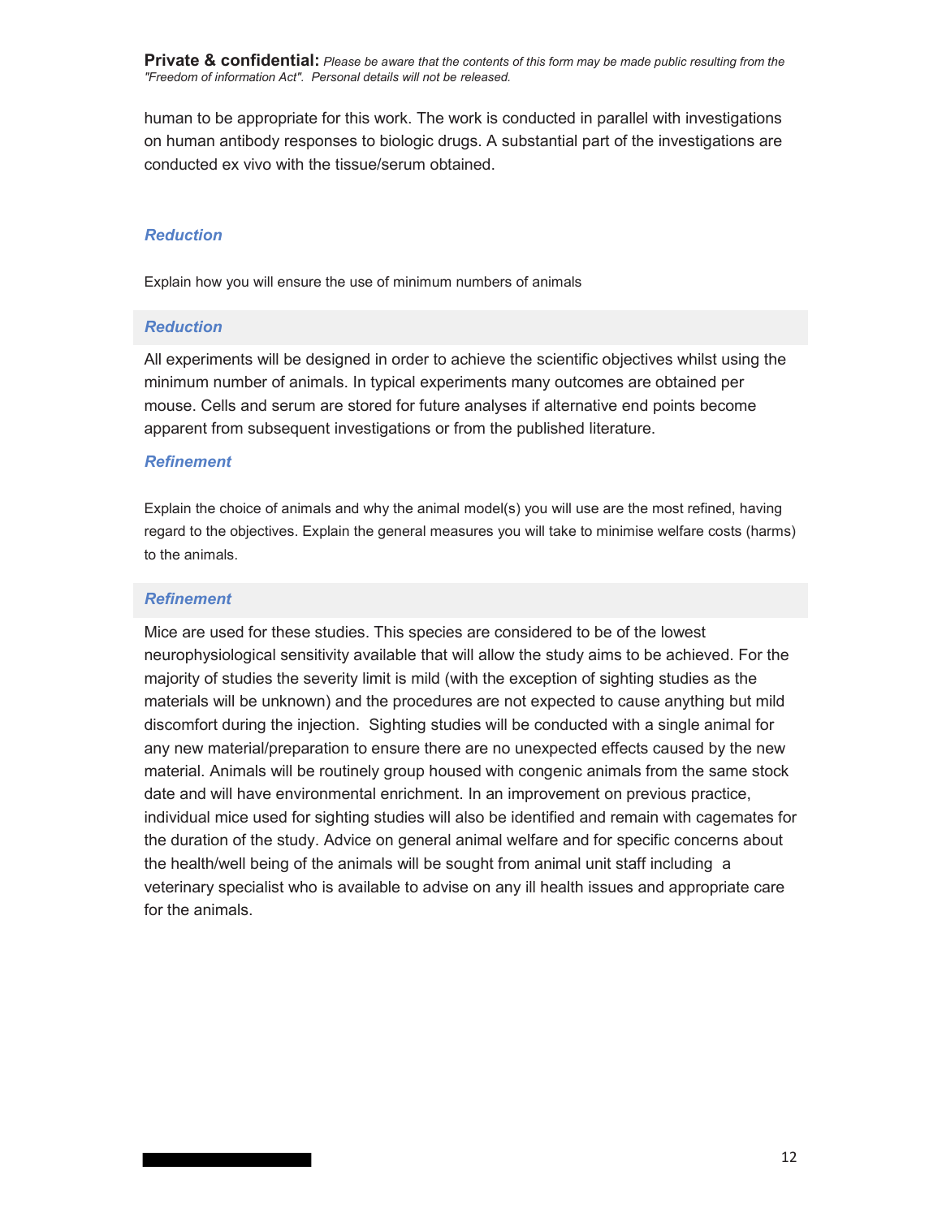**Private & confidential:** *Please be aware that the contents of this form may be made public resulting from the "Freedom of information Act". Personal details will not be released.*

human to be appropriate for this work. The work is conducted in parallel with investigations on human antibody responses to biologic drugs. A substantial part of the investigations are conducted ex vivo with the tissue/serum obtained.

### *Reduction*

Explain how you will ensure the use of minimum numbers of animals

### *Reduction*

All experiments will be designed in order to achieve the scientific objectives whilst using the minimum number of animals. In typical experiments many outcomes are obtained per mouse. Cells and serum are stored for future analyses if alternative end points become apparent from subsequent investigations or from the published literature.

### *Refinement*

Explain the choice of animals and why the animal model(s) you will use are the most refined, having regard to the objectives. Explain the general measures you will take to minimise welfare costs (harms) to the animals.

### *Refinement*

Mice are used for these studies. This species are considered to be of the lowest neurophysiological sensitivity available that will allow the study aims to be achieved. For the majority of studies the severity limit is mild (with the exception of sighting studies as the materials will be unknown) and the procedures are not expected to cause anything but mild discomfort during the injection. Sighting studies will be conducted with a single animal for any new material/preparation to ensure there are no unexpected effects caused by the new material. Animals will be routinely group housed with congenic animals from the same stock date and will have environmental enrichment. In an improvement on previous practice, individual mice used for sighting studies will also be identified and remain with cagemates for the duration of the study. Advice on general animal welfare and for specific concerns about the health/well being of the animals will be sought from animal unit staff including a veterinary specialist who is available to advise on any ill health issues and appropriate care for the animals.